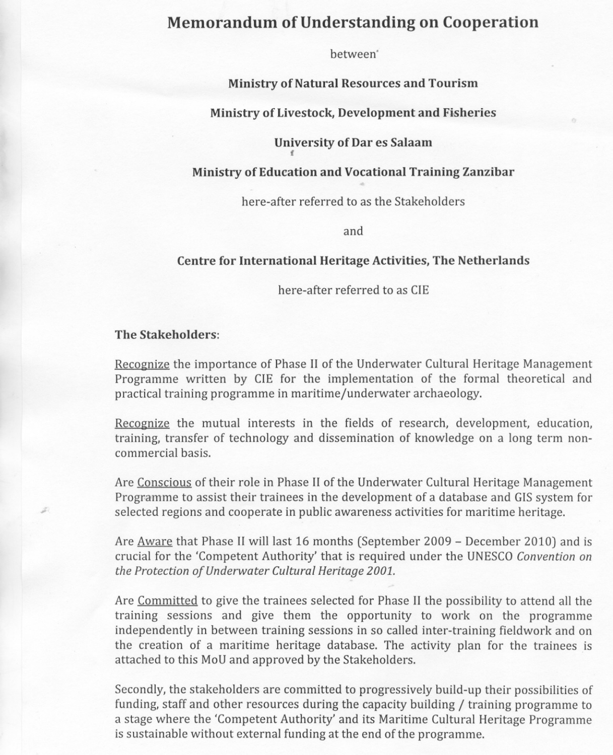# Memorandum of Understanding on Cooperation

between

**Ministry of Natural Resources and Tourism**

**Ministry of Livestock, Development and Fisheries**

**University of Dar es Salaam**

**Ministry of Education and Vocational Training Zanzibar**

here-after referred to as the Stakeholders

and

**Centre for International Heritage Activities, The Netherlands**

here-after referred to as CIE

**The Stakeholders**:

Recognize the importance of Phase II of the Underwater Cultural Heritage Management Programme written by CIE for the implementation of the formal theoretical and practical training programme in maritime/underwater archaeology.

Recognize the mutual interests in the fields of research, development, education, training, transfer of technology and dissemination of knowledge on a long term non-commercial basis.

Are Conscious of their role in Phase II of the Underwater Cultural Heritage Management Programme to assist their trainees in the development of a database and GIS system for selected regions and cooperate in public awareness activities for maritime heritage.

Are Aware that Phase II will last 16 months (September 2009 – December 2010) and is crucial for the 'Competent Authority' that is required under the UNESCO *Convention on the Protection of Underwater Cultural Heritage 2001.*

Are Committed to give the trainees selected for Phase II the possibility to attend all the training sessions and give them the opportunity to work on the programme independently in between training sessions in so called inter-training fieldwork and on the creation of a maritime heritage database. The activity plan for the trainees is attached to this MoU and approved by the Stakeholders.

Secondly, the stakeholders are committed to progressively build-up their possibilities of funding, staff and other resources during the capacity building / training programme to a stage where the 'Competent Authority' and its Maritime Cultural Heritage Programme is sustainable without external funding at the end of the programme.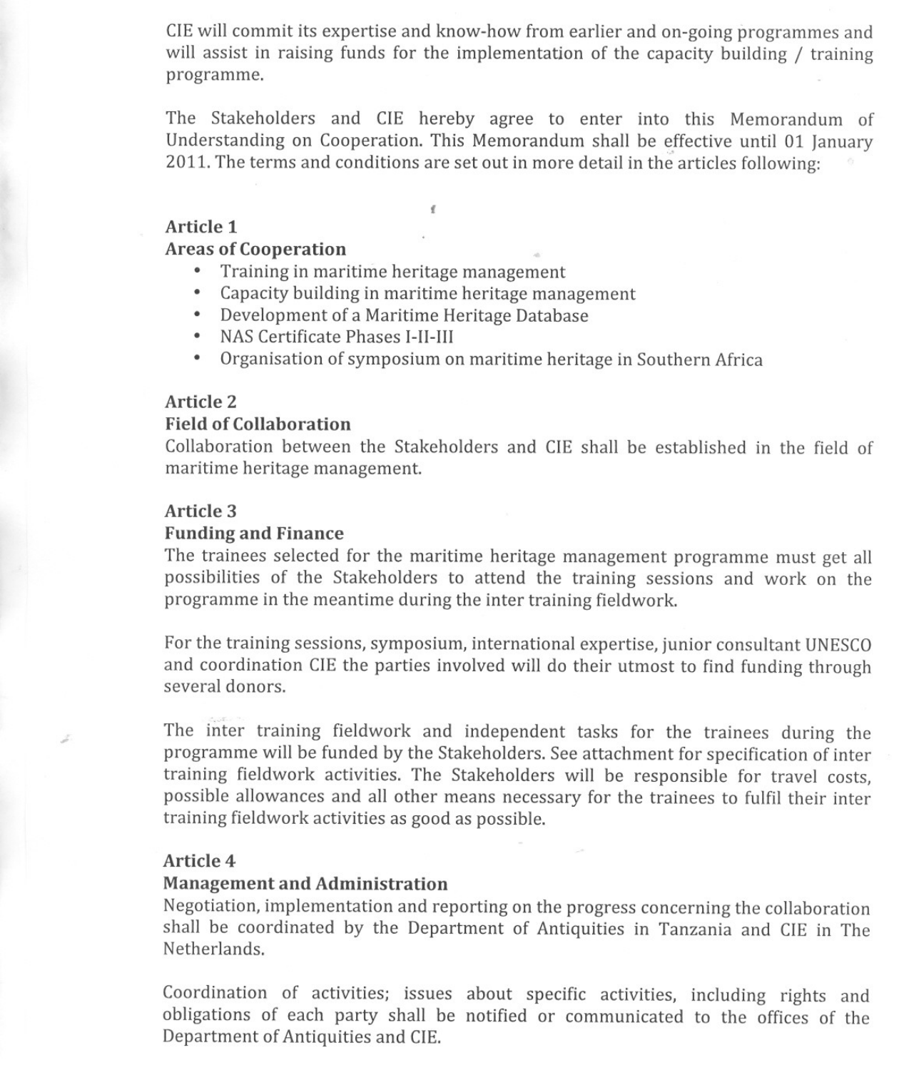CIE will commit its expertise and know-how from earlier and on-going programmes and will assist in raising funds for the implementation of the capacity building / training programme.

The Stakeholders and CIE hereby agree to enter into this Memorandum of Understanding on Cooperation. This Memorandum shall be effective until 01 January 2011. The terms and conditions are set out in more detail in the articles following:

### Article 1
### Areas of Cooperation

- Training in maritime heritage management
- Capacity building in maritime heritage management
- Development of a Maritime Heritage Database
- NAS Certificate Phases I-II-III
- Organisation of symposium on maritime heritage in Southern Africa

### Article 2
### Field of Collaboration

Collaboration between the Stakeholders and CIE shall be established in the field of maritime heritage management.

### Article 3
### Funding and Finance

The trainees selected for the maritime heritage management programme must get all possibilities of the Stakeholders to attend the training sessions and work on the programme in the meantime during the inter training fieldwork.

For the training sessions, symposium, international expertise, junior consultant UNESCO and coordination CIE the parties involved will do their utmost to find funding through several donors.

The inter training fieldwork and independent tasks for the trainees during the programme will be funded by the Stakeholders. See attachment for specification of inter training fieldwork activities. The Stakeholders will be responsible for travel costs, possible allowances and all other means necessary for the trainees to fulfil their inter training fieldwork activities as good as possible.

### Article 4
### Management and Administration

Negotiation, implementation and reporting on the progress concerning the collaboration shall be coordinated by the Department of Antiquities in Tanzania and CIE in The Netherlands.

Coordination of activities; issues about specific activities, including rights and obligations of each party shall be notified or communicated to the offices of the Department of Antiquities and CIE.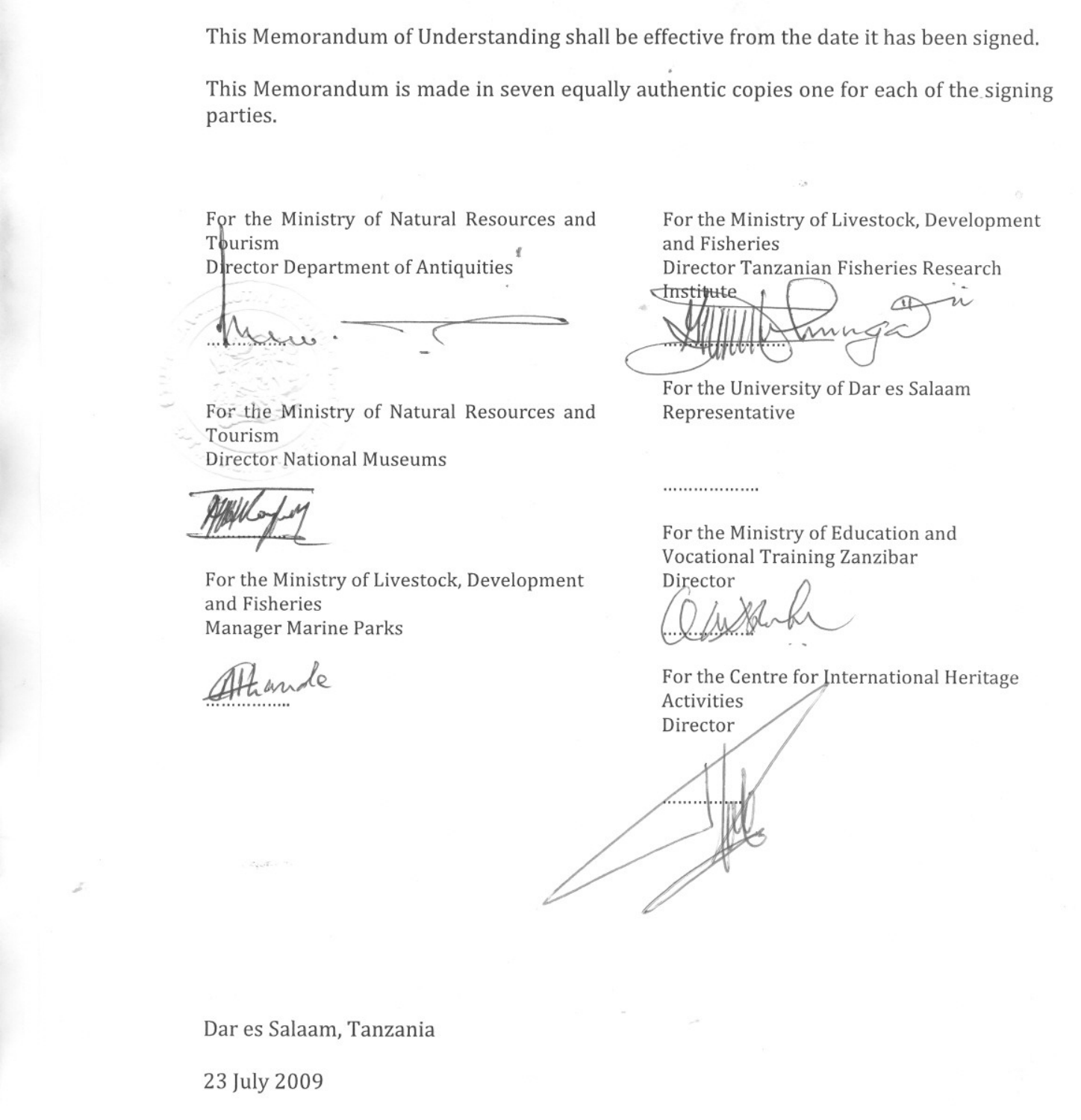This Memorandum of Understanding shall be effective from the date it has been signed.

This Memorandum is made in seven equally authentic copies one for each of the signing parties.

For the Ministry of Natural Resources and Tourism
Director Department of Antiquities

..................

For the Ministry of Natural Resources and Tourism
Director National Museums

..................

For the Ministry of Livestock, Development and Fisheries
Manager Marine Parks

..................

For the Ministry of Livestock, Development and Fisheries
Director Tanzanian Fisheries Research Institute

..................

For the University of Dar es Salaam
Representative

..................

For the Ministry of Education and Vocational Training Zanzibar
Director

..................

For the Centre for International Heritage Activities
Director

..................

Dar es Salaam, Tanzania

23 July 2009